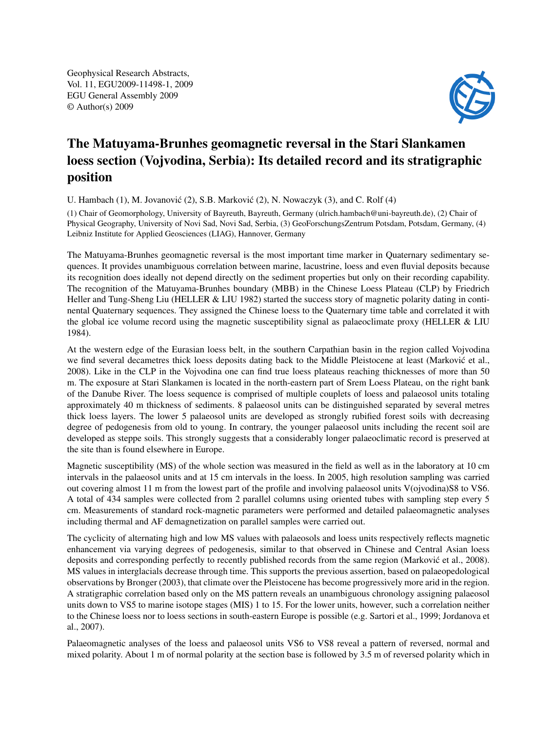Geophysical Research Abstracts,
Vol. 11, EGU2009-11498-1, 2009
EGU General Assembly 2009
© Author(s) 2009

# The Matuyama-Brunhes geomagnetic reversal in the Stari Slankamen loess section (Vojvodina, Serbia): Its detailed record and its stratigraphic position

U. Hambach (1), M. Jovanović (2), S.B. Marković (2), N. Nowaczyk (3), and C. Rolf (4)

(1) Chair of Geomorphology, University of Bayreuth, Bayreuth, Germany (ulrich.hambach@uni-bayreuth.de), (2) Chair of Physical Geography, University of Novi Sad, Novi Sad, Serbia, (3) GeoForschungsZentrum Potsdam, Potsdam, Germany, (4) Leibniz Institute for Applied Geosciences (LIAG), Hannover, Germany

The Matuyama-Brunhes geomagnetic reversal is the most important time marker in Quaternary sedimentary sequences. It provides unambiguous correlation between marine, lacustrine, loess and even fluvial deposits because its recognition does ideally not depend directly on the sediment properties but only on their recording capability. The recognition of the Matuyama-Brunhes boundary (MBB) in the Chinese Loess Plateau (CLP) by Friedrich Heller and Tung-Sheng Liu (HELLER & LIU 1982) started the success story of magnetic polarity dating in continental Quaternary sequences. They assigned the Chinese loess to the Quaternary time table and correlated it with the global ice volume record using the magnetic susceptibility signal as palaeoclimate proxy (HELLER & LIU 1984).

At the western edge of the Eurasian loess belt, in the southern Carpathian basin in the region called Vojvodina we find several decametres thick loess deposits dating back to the Middle Pleistocene at least (Marković et al., 2008). Like in the CLP in the Vojvodina one can find true loess plateaus reaching thicknesses of more than 50 m. The exposure at Stari Slankamen is located in the north-eastern part of Srem Loess Plateau, on the right bank of the Danube River. The loess sequence is comprised of multiple couplets of loess and palaeosol units totaling approximately 40 m thickness of sediments. 8 palaeosol units can be distinguished separated by several metres thick loess layers. The lower 5 palaeosol units are developed as strongly rubified forest soils with decreasing degree of pedogenesis from old to young. In contrary, the younger palaeosol units including the recent soil are developed as steppe soils. This strongly suggests that a considerably longer palaeoclimatic record is preserved at the site than is found elsewhere in Europe.

Magnetic susceptibility (MS) of the whole section was measured in the field as well as in the laboratory at 10 cm intervals in the palaeosol units and at 15 cm intervals in the loess. In 2005, high resolution sampling was carried out covering almost 11 m from the lowest part of the profile and involving palaeosol units V(ojvodina)S8 to VS6. A total of 434 samples were collected from 2 parallel columns using oriented tubes with sampling step every 5 cm. Measurements of standard rock-magnetic parameters were performed and detailed palaeomagnetic analyses including thermal and AF demagnetization on parallel samples were carried out.

The cyclicity of alternating high and low MS values with palaeosols and loess units respectively reflects magnetic enhancement via varying degrees of pedogenesis, similar to that observed in Chinese and Central Asian loess deposits and corresponding perfectly to recently published records from the same region (Marković et al., 2008). MS values in interglacials decrease through time. This supports the previous assertion, based on palaeopedological observations by Bronger (2003), that climate over the Pleistocene has become progressively more arid in the region. A stratigraphic correlation based only on the MS pattern reveals an unambiguous chronology assigning palaeosol units down to VS5 to marine isotope stages (MIS) 1 to 15. For the lower units, however, such a correlation neither to the Chinese loess nor to loess sections in south-eastern Europe is possible (e.g. Sartori et al., 1999; Jordanova et al., 2007).

Palaeomagnetic analyses of the loess and palaeosol units VS6 to VS8 reveal a pattern of reversed, normal and mixed polarity. About 1 m of normal polarity at the section base is followed by 3.5 m of reversed polarity which in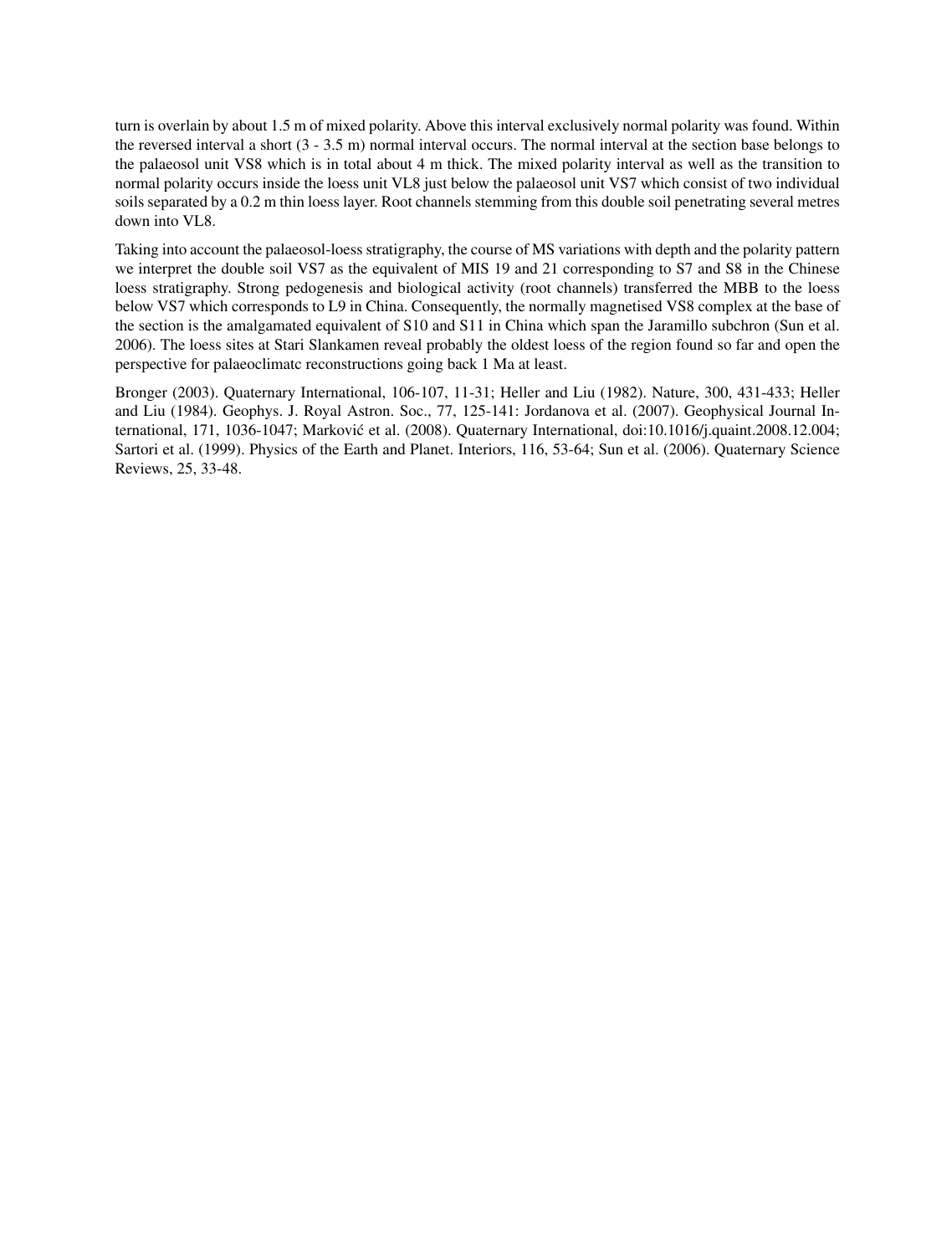turn is overlain by about 1.5 m of mixed polarity. Above this interval exclusively normal polarity was found. Within the reversed interval a short (3 - 3.5 m) normal interval occurs. The normal interval at the section base belongs to the palaeosol unit VS8 which is in total about 4 m thick. The mixed polarity interval as well as the transition to normal polarity occurs inside the loess unit VL8 just below the palaeosol unit VS7 which consist of two individual soils separated by a 0.2 m thin loess layer. Root channels stemming from this double soil penetrating several metres down into VL8.

Taking into account the palaeosol-loess stratigraphy, the course of MS variations with depth and the polarity pattern we interpret the double soil VS7 as the equivalent of MIS 19 and 21 corresponding to S7 and S8 in the Chinese loess stratigraphy. Strong pedogenesis and biological activity (root channels) transferred the MBB to the loess below VS7 which corresponds to L9 in China. Consequently, the normally magnetised VS8 complex at the base of the section is the amalgamated equivalent of S10 and S11 in China which span the Jaramillo subchron (Sun et al. 2006). The loess sites at Stari Slankamen reveal probably the oldest loess of the region found so far and open the perspective for palaeoclimatc reconstructions going back 1 Ma at least.

Bronger (2003). Quaternary International, 106-107, 11-31; Heller and Liu (1982). Nature, 300, 431-433; Heller and Liu (1984). Geophys. J. Royal Astron. Soc., 77, 125-141: Jordanova et al. (2007). Geophysical Journal International, 171, 1036-1047; Marković et al. (2008). Quaternary International, doi:10.1016/j.quaint.2008.12.004; Sartori et al. (1999). Physics of the Earth and Planet. Interiors, 116, 53-64; Sun et al. (2006). Quaternary Science Reviews, 25, 33-48.